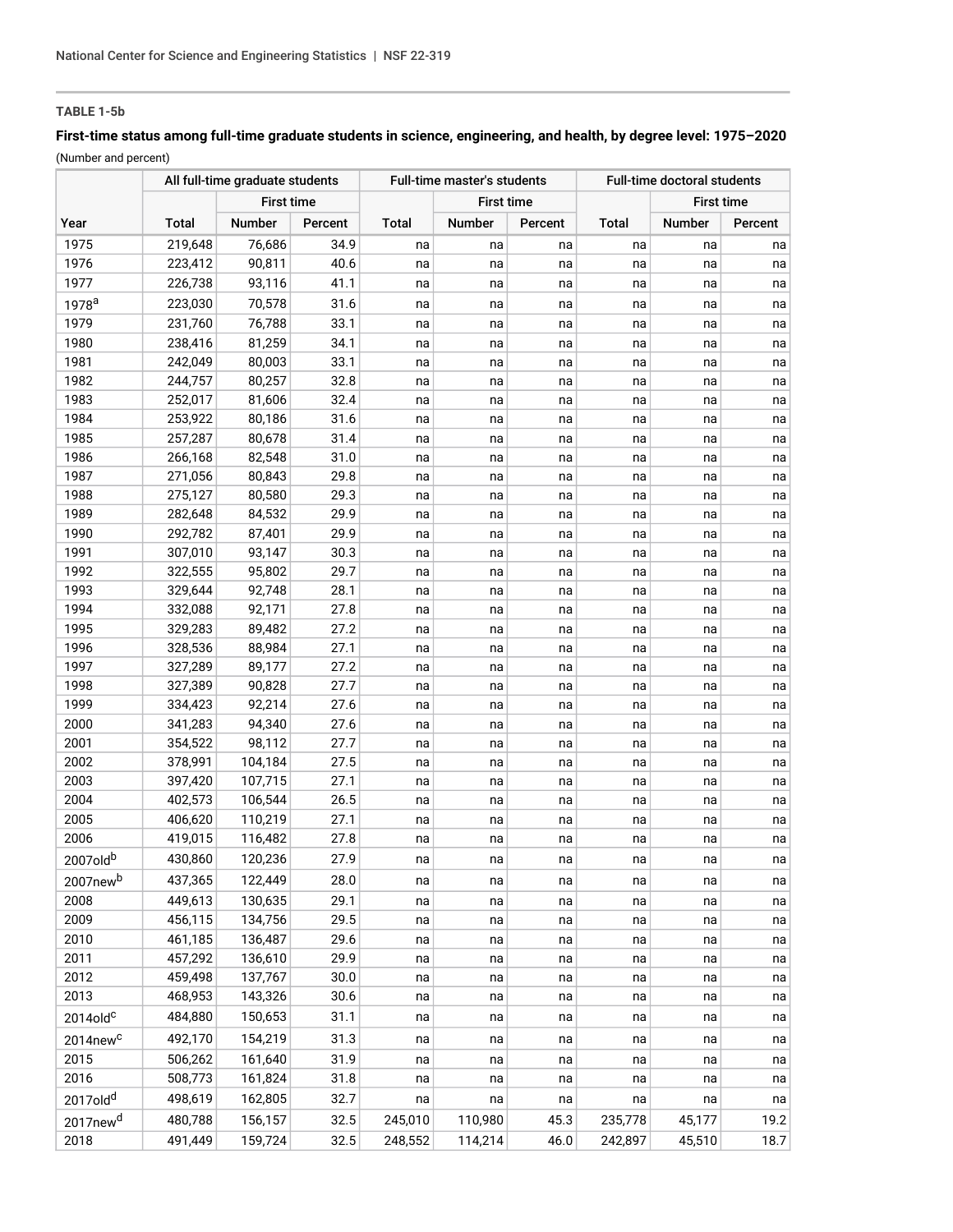**TABLE 1-5b**

**First-time status among full-time graduate students in science, engineering, and health, by degree level: 1975–2020**

(Number and percent)

| Year | All full-time graduate students | | | Full-time master's students | | | Full-time doctoral students | | |
|---|---|---|---|---|---|---|---|---|---|
| | | First time | | | First time | | | First time | |
| | Total | Number | Percent | Total | Number | Percent | Total | Number | Percent |
| 1975 | 219,648 | 76,686 | 34.9 | na | na | na | na | na | na |
| 1976 | 223,412 | 90,811 | 40.6 | na | na | na | na | na | na |
| 1977 | 226,738 | 93,116 | 41.1 | na | na | na | na | na | na |
| 1978[a] | 223,030 | 70,578 | 31.6 | na | na | na | na | na | na |
| 1979 | 231,760 | 76,788 | 33.1 | na | na | na | na | na | na |
| 1980 | 238,416 | 81,259 | 34.1 | na | na | na | na | na | na |
| 1981 | 242,049 | 80,003 | 33.1 | na | na | na | na | na | na |
| 1982 | 244,757 | 80,257 | 32.8 | na | na | na | na | na | na |
| 1983 | 252,017 | 81,606 | 32.4 | na | na | na | na | na | na |
| 1984 | 253,922 | 80,186 | 31.6 | na | na | na | na | na | na |
| 1985 | 257,287 | 80,678 | 31.4 | na | na | na | na | na | na |
| 1986 | 266,168 | 82,548 | 31.0 | na | na | na | na | na | na |
| 1987 | 271,056 | 80,843 | 29.8 | na | na | na | na | na | na |
| 1988 | 275,127 | 80,580 | 29.3 | na | na | na | na | na | na |
| 1989 | 282,648 | 84,532 | 29.9 | na | na | na | na | na | na |
| 1990 | 292,782 | 87,401 | 29.9 | na | na | na | na | na | na |
| 1991 | 307,010 | 93,147 | 30.3 | na | na | na | na | na | na |
| 1992 | 322,555 | 95,802 | 29.7 | na | na | na | na | na | na |
| 1993 | 329,644 | 92,748 | 28.1 | na | na | na | na | na | na |
| 1994 | 332,088 | 92,171 | 27.8 | na | na | na | na | na | na |
| 1995 | 329,283 | 89,482 | 27.2 | na | na | na | na | na | na |
| 1996 | 328,536 | 88,984 | 27.1 | na | na | na | na | na | na |
| 1997 | 327,289 | 89,177 | 27.2 | na | na | na | na | na | na |
| 1998 | 327,389 | 90,828 | 27.7 | na | na | na | na | na | na |
| 1999 | 334,423 | 92,214 | 27.6 | na | na | na | na | na | na |
| 2000 | 341,283 | 94,340 | 27.6 | na | na | na | na | na | na |
| 2001 | 354,522 | 98,112 | 27.7 | na | na | na | na | na | na |
| 2002 | 378,991 | 104,184 | 27.5 | na | na | na | na | na | na |
| 2003 | 397,420 | 107,715 | 27.1 | na | na | na | na | na | na |
| 2004 | 402,573 | 106,544 | 26.5 | na | na | na | na | na | na |
| 2005 | 406,620 | 110,219 | 27.1 | na | na | na | na | na | na |
| 2006 | 419,015 | 116,482 | 27.8 | na | na | na | na | na | na |
| 2007old[b] | 430,860 | 120,236 | 27.9 | na | na | na | na | na | na |
| 2007new[b] | 437,365 | 122,449 | 28.0 | na | na | na | na | na | na |
| 2008 | 449,613 | 130,635 | 29.1 | na | na | na | na | na | na |
| 2009 | 456,115 | 134,756 | 29.5 | na | na | na | na | na | na |
| 2010 | 461,185 | 136,487 | 29.6 | na | na | na | na | na | na |
| 2011 | 457,292 | 136,610 | 29.9 | na | na | na | na | na | na |
| 2012 | 459,498 | 137,767 | 30.0 | na | na | na | na | na | na |
| 2013 | 468,953 | 143,326 | 30.6 | na | na | na | na | na | na |
| 2014old[c] | 484,880 | 150,653 | 31.1 | na | na | na | na | na | na |
| 2014new[c] | 492,170 | 154,219 | 31.3 | na | na | na | na | na | na |
| 2015 | 506,262 | 161,640 | 31.9 | na | na | na | na | na | na |
| 2016 | 508,773 | 161,824 | 31.8 | na | na | na | na | na | na |
| 2017old[d] | 498,619 | 162,805 | 32.7 | na | na | na | na | na | na |
| 2017new[d] | 480,788 | 156,157 | 32.5 | 245,010 | 110,980 | 45.3 | 235,778 | 45,177 | 19.2 |
| 2018 | 491,449 | 159,724 | 32.5 | 248,552 | 114,214 | 46.0 | 242,897 | 45,510 | 18.7 |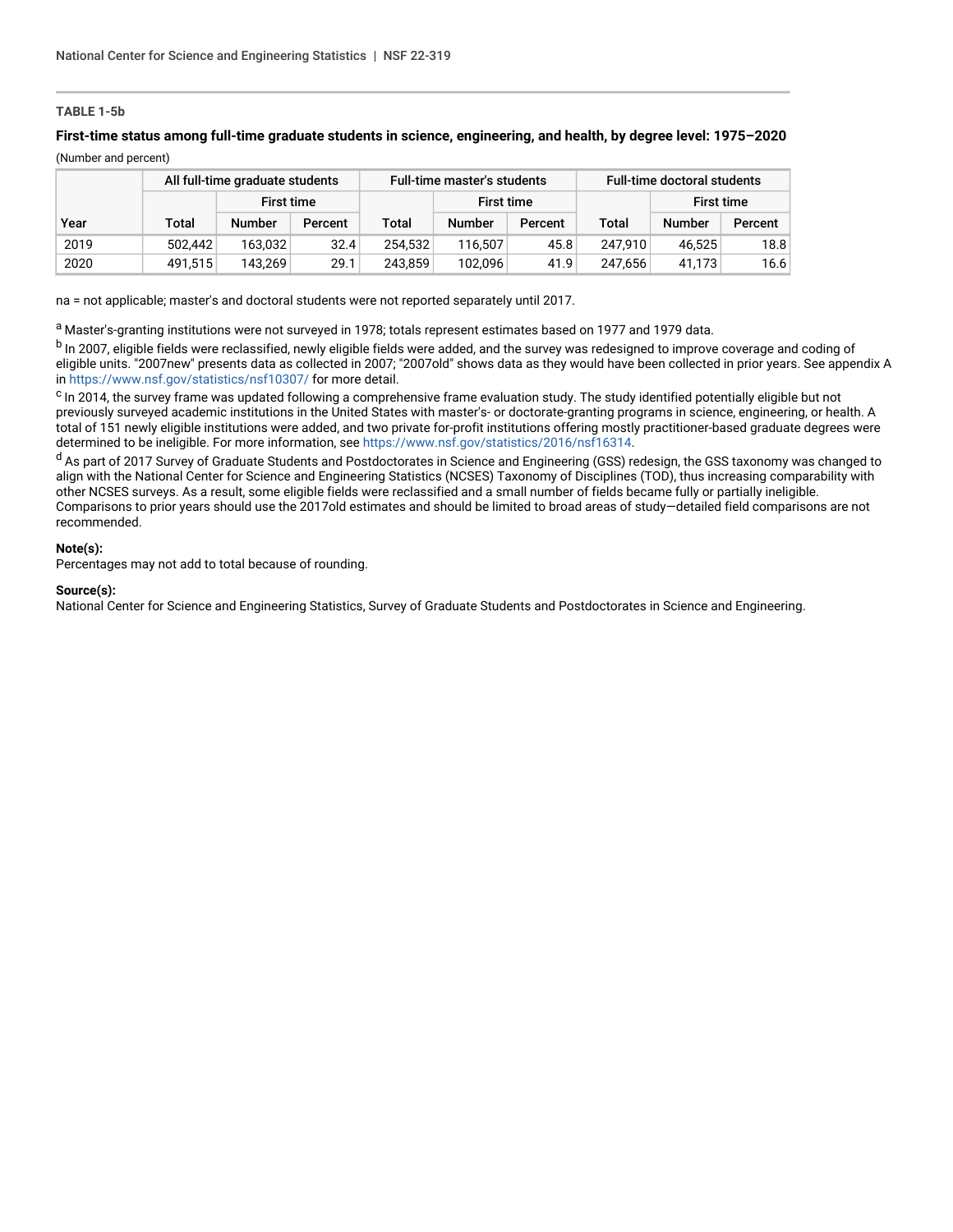TABLE 1-5b

### First-time status among full-time graduate students in science, engineering, and health, by degree level: 1975–2020

(Number and percent)

| Year | All full-time graduate students | | | Full-time master's students | | | Full-time doctoral students | | |
|---|---|---|---|---|---|---|---|---|---|
| | | First time | | | First time | | | First time | |
| | Total | Number | Percent | Total | Number | Percent | Total | Number | Percent |
| 2019 | 502,442 | 163,032 | 32.4 | 254,532 | 116,507 | 45.8 | 247,910 | 46,525 | 18.8 |
| 2020 | 491,515 | 143,269 | 29.1 | 243,859 | 102,096 | 41.9 | 247,656 | 41,173 | 16.6 |

na = not applicable; master's and doctoral students were not reported separately until 2017.

[a] Master's-granting institutions were not surveyed in 1978; totals represent estimates based on 1977 and 1979 data.

[b] In 2007, eligible fields were reclassified, newly eligible fields were added, and the survey was redesigned to improve coverage and coding of eligible units. "2007new" presents data as collected in 2007; "2007old" shows data as they would have been collected in prior years. See appendix A in https://www.nsf.gov/statistics/nsf10307/ for more detail.

[c] In 2014, the survey frame was updated following a comprehensive frame evaluation study. The study identified potentially eligible but not previously surveyed academic institutions in the United States with master's- or doctorate-granting programs in science, engineering, or health. A total of 151 newly eligible institutions were added, and two private for-profit institutions offering mostly practitioner-based graduate degrees were determined to be ineligible. For more information, see https://www.nsf.gov/statistics/2016/nsf16314.

[d] As part of 2017 Survey of Graduate Students and Postdoctorates in Science and Engineering (GSS) redesign, the GSS taxonomy was changed to align with the National Center for Science and Engineering Statistics (NCSES) Taxonomy of Disciplines (TOD), thus increasing comparability with other NCSES surveys. As a result, some eligible fields were reclassified and a small number of fields became fully or partially ineligible. Comparisons to prior years should use the 2017old estimates and should be limited to broad areas of study—detailed field comparisons are not recommended.

**Note(s):**
Percentages may not add to total because of rounding.

**Source(s):**
National Center for Science and Engineering Statistics, Survey of Graduate Students and Postdoctorates in Science and Engineering.